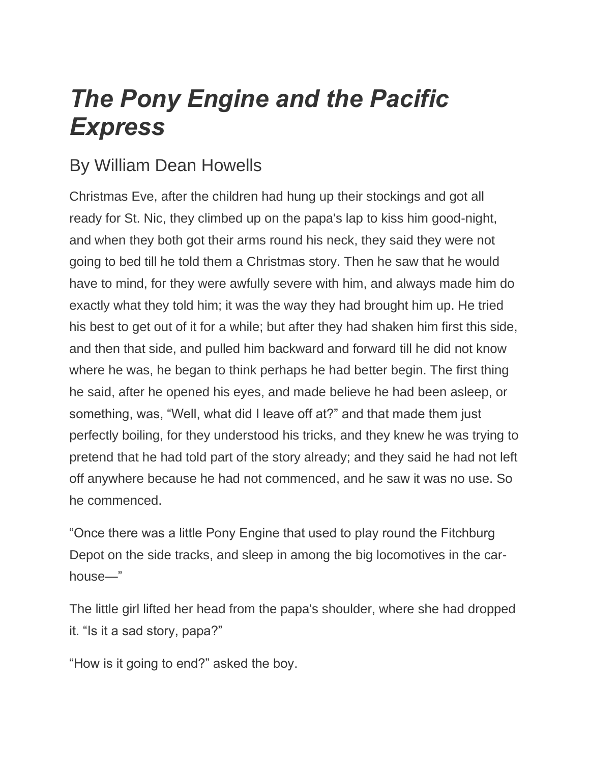# *The Pony Engine and the Pacific Express*

## By William Dean Howells

Christmas Eve, after the children had hung up their stockings and got all ready for St. Nic, they climbed up on the papa's lap to kiss him good-night, and when they both got their arms round his neck, they said they were not going to bed till he told them a Christmas story. Then he saw that he would have to mind, for they were awfully severe with him, and always made him do exactly what they told him; it was the way they had brought him up. He tried his best to get out of it for a while; but after they had shaken him first this side, and then that side, and pulled him backward and forward till he did not know where he was, he began to think perhaps he had better begin. The first thing he said, after he opened his eyes, and made believe he had been asleep, or something, was, "Well, what did I leave off at?" and that made them just perfectly boiling, for they understood his tricks, and they knew he was trying to pretend that he had told part of the story already; and they said he had not left off anywhere because he had not commenced, and he saw it was no use. So he commenced.

"Once there was a little Pony Engine that used to play round the Fitchburg Depot on the side tracks, and sleep in among the big locomotives in the car-house—"

The little girl lifted her head from the papa's shoulder, where she had dropped it. "Is it a sad story, papa?"

"How is it going to end?" asked the boy.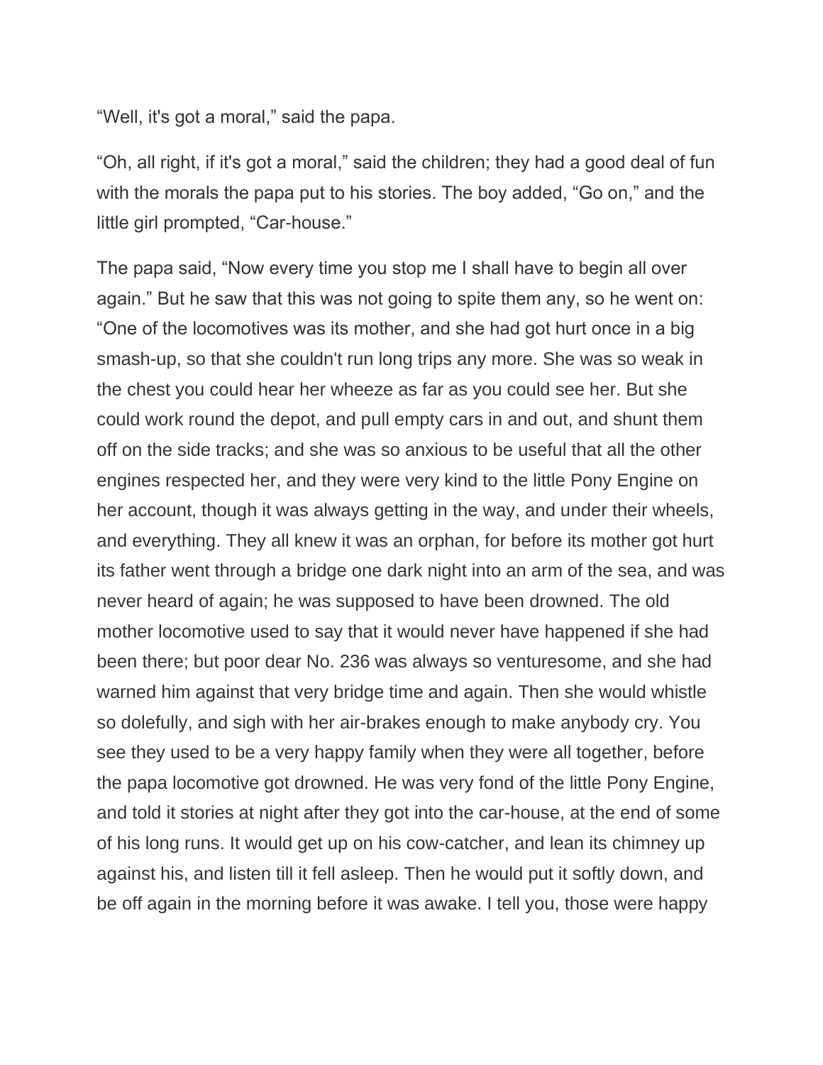“Well, it's got a moral,” said the papa.

“Oh, all right, if it's got a moral,” said the children; they had a good deal of fun with the morals the papa put to his stories. The boy added, “Go on,” and the little girl prompted, “Car-house.”

The papa said, “Now every time you stop me I shall have to begin all over again.” But he saw that this was not going to spite them any, so he went on: “One of the locomotives was its mother, and she had got hurt once in a big smash-up, so that she couldn't run long trips any more. She was so weak in the chest you could hear her wheeze as far as you could see her. But she could work round the depot, and pull empty cars in and out, and shunt them off on the side tracks; and she was so anxious to be useful that all the other engines respected her, and they were very kind to the little Pony Engine on her account, though it was always getting in the way, and under their wheels, and everything. They all knew it was an orphan, for before its mother got hurt its father went through a bridge one dark night into an arm of the sea, and was never heard of again; he was supposed to have been drowned. The old mother locomotive used to say that it would never have happened if she had been there; but poor dear No. 236 was always so venturesome, and she had warned him against that very bridge time and again. Then she would whistle so dolefully, and sigh with her air-brakes enough to make anybody cry. You see they used to be a very happy family when they were all together, before the papa locomotive got drowned. He was very fond of the little Pony Engine, and told it stories at night after they got into the car-house, at the end of some of his long runs. It would get up on his cow-catcher, and lean its chimney up against his, and listen till it fell asleep. Then he would put it softly down, and be off again in the morning before it was awake. I tell you, those were happy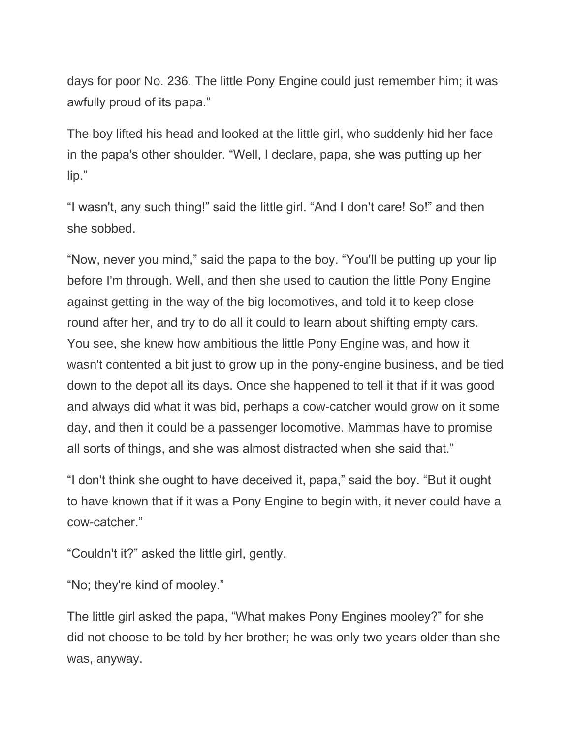days for poor No. 236. The little Pony Engine could just remember him; it was awfully proud of its papa."

The boy lifted his head and looked at the little girl, who suddenly hid her face in the papa's other shoulder. "Well, I declare, papa, she was putting up her lip."

"I wasn't, any such thing!" said the little girl. "And I don't care! So!" and then she sobbed.

"Now, never you mind," said the papa to the boy. "You'll be putting up your lip before I'm through. Well, and then she used to caution the little Pony Engine against getting in the way of the big locomotives, and told it to keep close round after her, and try to do all it could to learn about shifting empty cars. You see, she knew how ambitious the little Pony Engine was, and how it wasn't contented a bit just to grow up in the pony-engine business, and be tied down to the depot all its days. Once she happened to tell it that if it was good and always did what it was bid, perhaps a cow-catcher would grow on it some day, and then it could be a passenger locomotive. Mammas have to promise all sorts of things, and she was almost distracted when she said that."

"I don't think she ought to have deceived it, papa," said the boy. "But it ought to have known that if it was a Pony Engine to begin with, it never could have a cow-catcher."

"Couldn't it?" asked the little girl, gently.

"No; they're kind of mooley."

The little girl asked the papa, "What makes Pony Engines mooley?" for she did not choose to be told by her brother; he was only two years older than she was, anyway.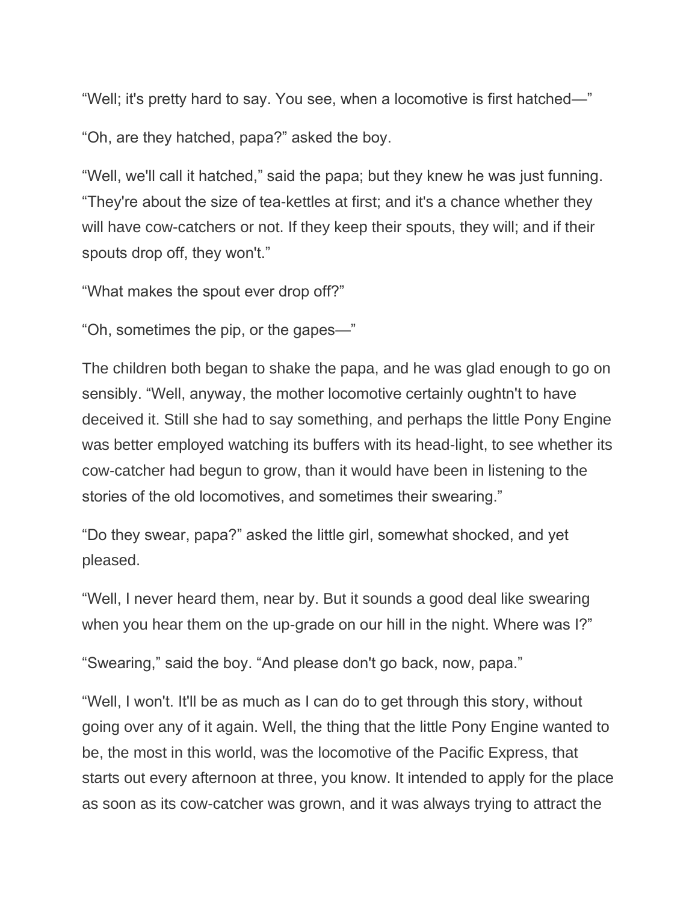“Well; it's pretty hard to say. You see, when a locomotive is first hatched—”

“Oh, are they hatched, papa?” asked the boy.

“Well, we'll call it hatched,” said the papa; but they knew he was just funning. “They're about the size of tea-kettles at first; and it's a chance whether they will have cow-catchers or not. If they keep their spouts, they will; and if their spouts drop off, they won't.”

“What makes the spout ever drop off?”

“Oh, sometimes the pip, or the gapes—”

The children both began to shake the papa, and he was glad enough to go on sensibly. “Well, anyway, the mother locomotive certainly oughtn't to have deceived it. Still she had to say something, and perhaps the little Pony Engine was better employed watching its buffers with its head-light, to see whether its cow-catcher had begun to grow, than it would have been in listening to the stories of the old locomotives, and sometimes their swearing.”

“Do they swear, papa?” asked the little girl, somewhat shocked, and yet pleased.

“Well, I never heard them, near by. But it sounds a good deal like swearing when you hear them on the up-grade on our hill in the night. Where was I?”

“Swearing,” said the boy. “And please don't go back, now, papa.”

“Well, I won't. It'll be as much as I can do to get through this story, without going over any of it again. Well, the thing that the little Pony Engine wanted to be, the most in this world, was the locomotive of the Pacific Express, that starts out every afternoon at three, you know. It intended to apply for the place as soon as its cow-catcher was grown, and it was always trying to attract the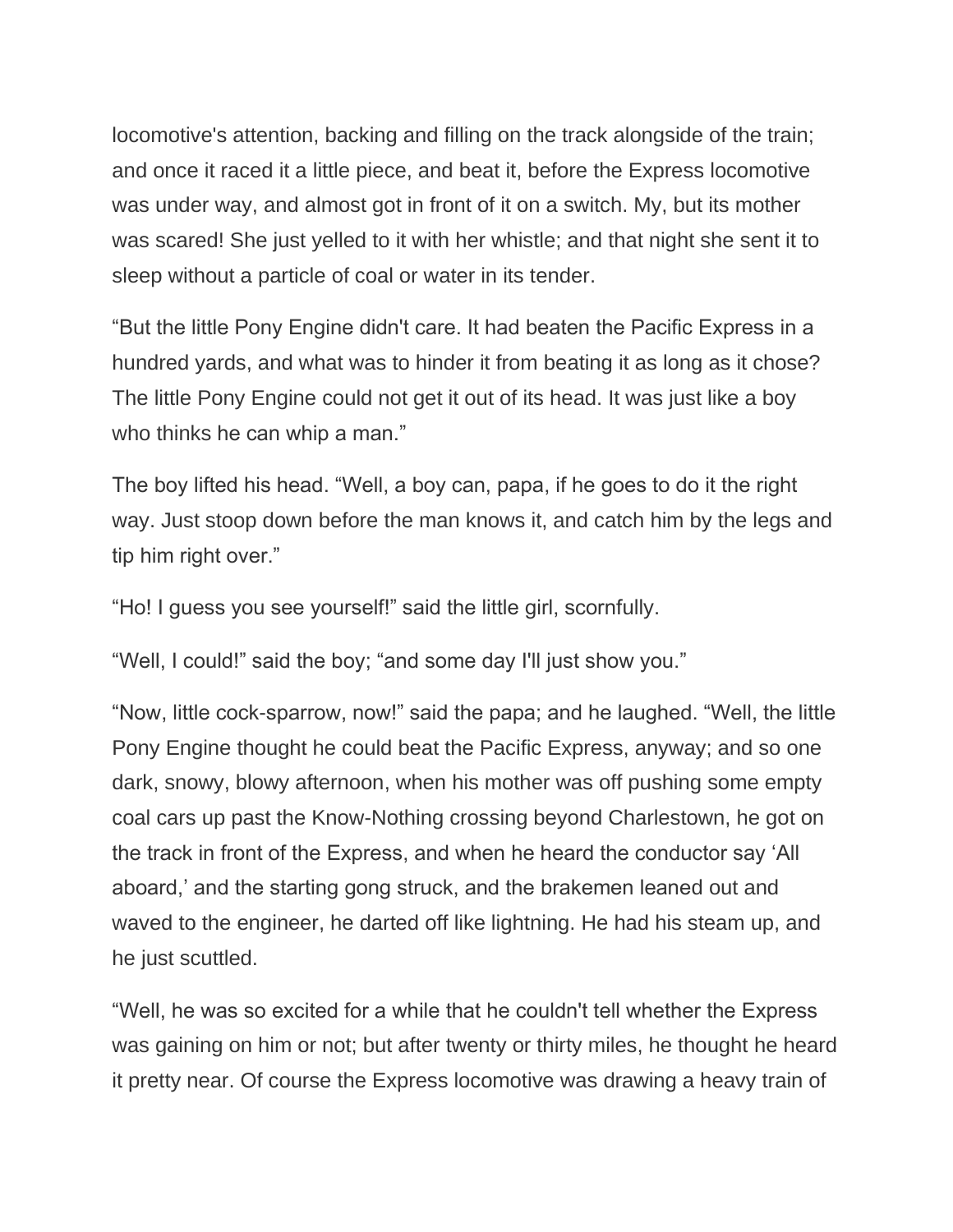locomotive's attention, backing and filling on the track alongside of the train; and once it raced it a little piece, and beat it, before the Express locomotive was under way, and almost got in front of it on a switch. My, but its mother was scared! She just yelled to it with her whistle; and that night she sent it to sleep without a particle of coal or water in its tender.

“But the little Pony Engine didn't care. It had beaten the Pacific Express in a hundred yards, and what was to hinder it from beating it as long as it chose? The little Pony Engine could not get it out of its head. It was just like a boy who thinks he can whip a man.”

The boy lifted his head. “Well, a boy can, papa, if he goes to do it the right way. Just stoop down before the man knows it, and catch him by the legs and tip him right over.”

“Ho! I guess you see yourself!” said the little girl, scornfully.

“Well, I could!” said the boy; “and some day I'll just show you.”

“Now, little cock-sparrow, now!” said the papa; and he laughed. “Well, the little Pony Engine thought he could beat the Pacific Express, anyway; and so one dark, snowy, blowy afternoon, when his mother was off pushing some empty coal cars up past the Know-Nothing crossing beyond Charlestown, he got on the track in front of the Express, and when he heard the conductor say ‘All aboard,’ and the starting gong struck, and the brakemen leaned out and waved to the engineer, he darted off like lightning. He had his steam up, and he just scuttled.

“Well, he was so excited for a while that he couldn't tell whether the Express was gaining on him or not; but after twenty or thirty miles, he thought he heard it pretty near. Of course the Express locomotive was drawing a heavy train of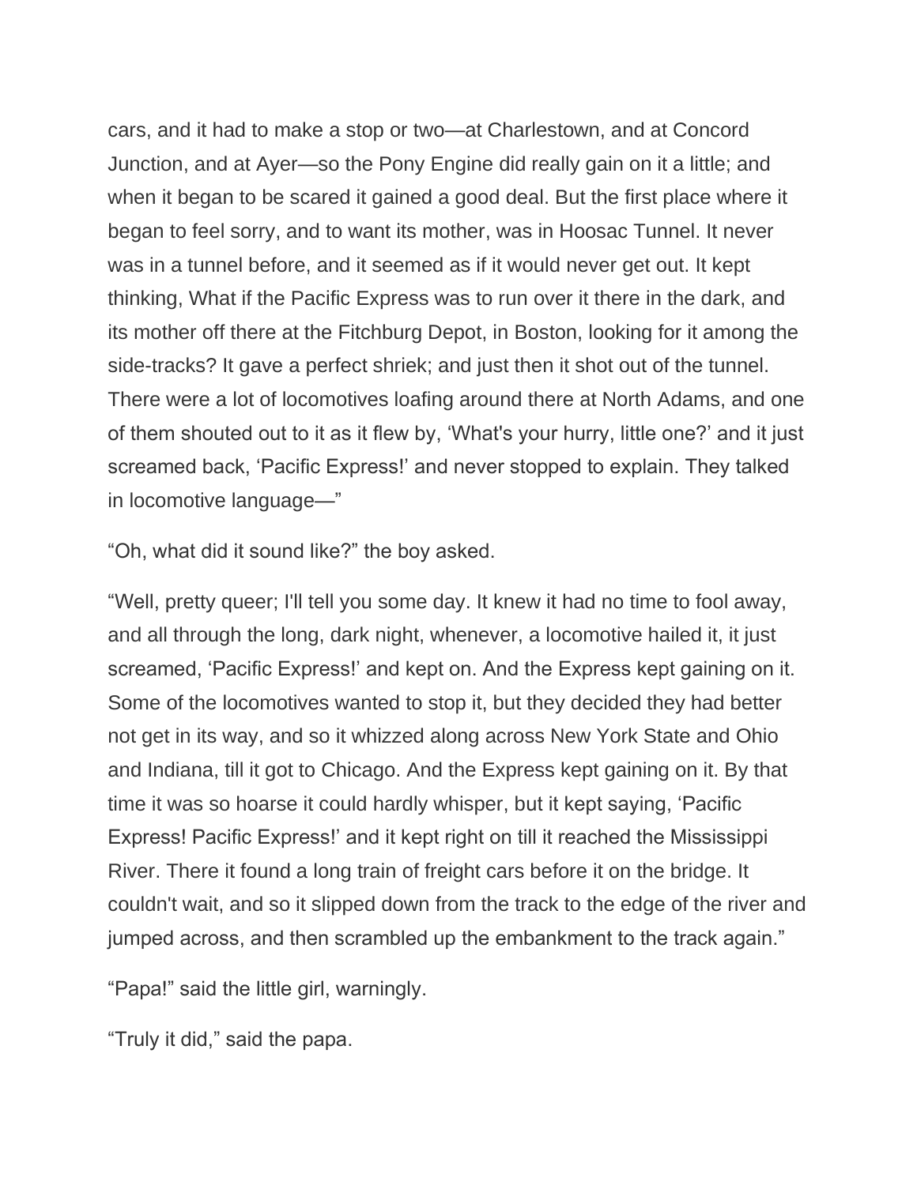cars, and it had to make a stop or two—at Charlestown, and at Concord Junction, and at Ayer—so the Pony Engine did really gain on it a little; and when it began to be scared it gained a good deal. But the first place where it began to feel sorry, and to want its mother, was in Hoosac Tunnel. It never was in a tunnel before, and it seemed as if it would never get out. It kept thinking, What if the Pacific Express was to run over it there in the dark, and its mother off there at the Fitchburg Depot, in Boston, looking for it among the side-tracks? It gave a perfect shriek; and just then it shot out of the tunnel. There were a lot of locomotives loafing around there at North Adams, and one of them shouted out to it as it flew by, 'What's your hurry, little one?' and it just screamed back, 'Pacific Express!' and never stopped to explain. They talked in locomotive language—"

"Oh, what did it sound like?" the boy asked.

"Well, pretty queer; I'll tell you some day. It knew it had no time to fool away, and all through the long, dark night, whenever, a locomotive hailed it, it just screamed, 'Pacific Express!' and kept on. And the Express kept gaining on it. Some of the locomotives wanted to stop it, but they decided they had better not get in its way, and so it whizzed along across New York State and Ohio and Indiana, till it got to Chicago. And the Express kept gaining on it. By that time it was so hoarse it could hardly whisper, but it kept saying, 'Pacific Express! Pacific Express!' and it kept right on till it reached the Mississippi River. There it found a long train of freight cars before it on the bridge. It couldn't wait, and so it slipped down from the track to the edge of the river and jumped across, and then scrambled up the embankment to the track again."

"Papa!" said the little girl, warningly.

"Truly it did," said the papa.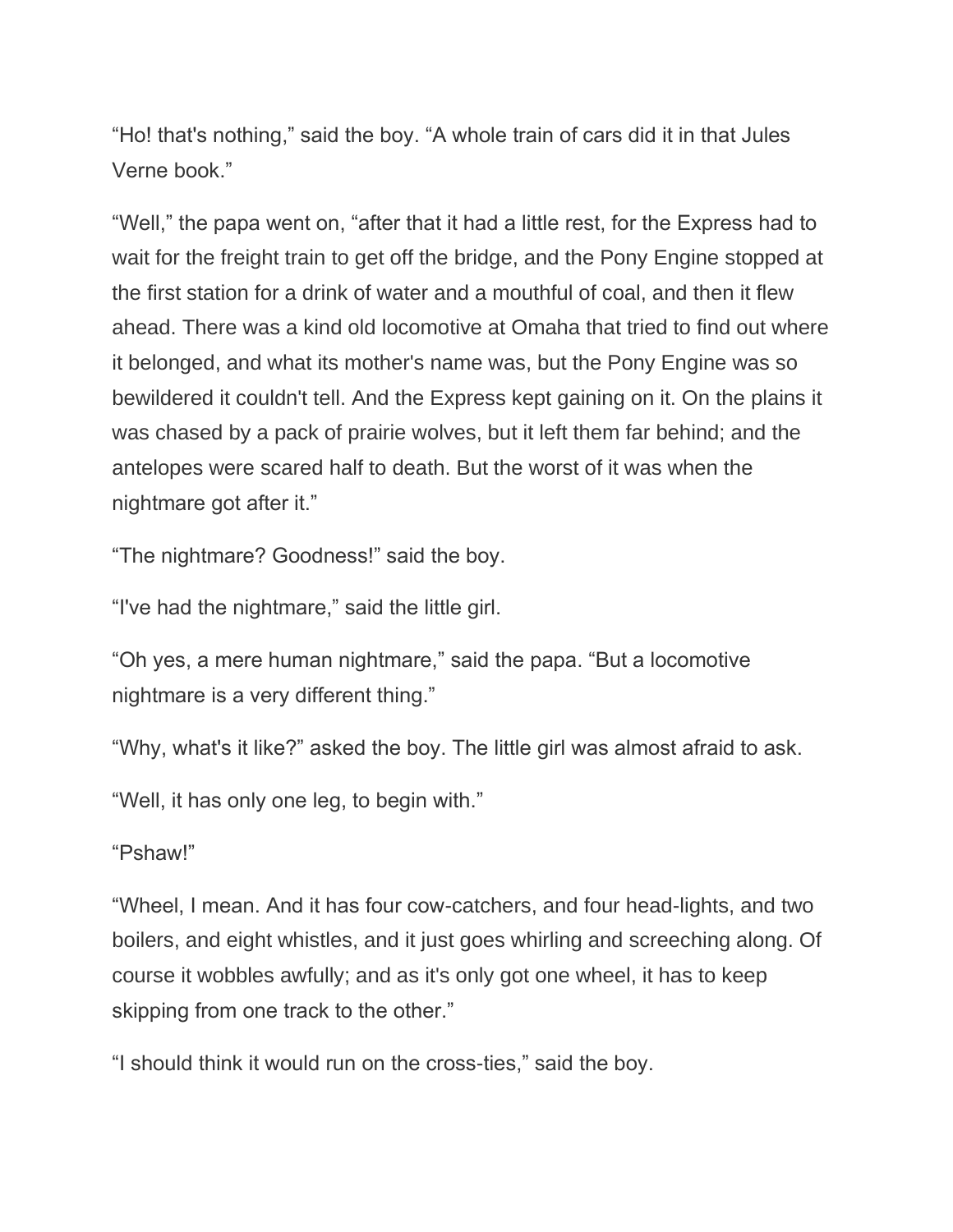“Ho! that's nothing,” said the boy. “A whole train of cars did it in that Jules Verne book.”

“Well,” the papa went on, “after that it had a little rest, for the Express had to wait for the freight train to get off the bridge, and the Pony Engine stopped at the first station for a drink of water and a mouthful of coal, and then it flew ahead. There was a kind old locomotive at Omaha that tried to find out where it belonged, and what its mother's name was, but the Pony Engine was so bewildered it couldn't tell. And the Express kept gaining on it. On the plains it was chased by a pack of prairie wolves, but it left them far behind; and the antelopes were scared half to death. But the worst of it was when the nightmare got after it.”

“The nightmare? Goodness!” said the boy.

“I've had the nightmare,” said the little girl.

“Oh yes, a mere human nightmare,” said the papa. “But a locomotive nightmare is a very different thing.”

“Why, what's it like?” asked the boy. The little girl was almost afraid to ask.

“Well, it has only one leg, to begin with.”

“Pshaw!”

“Wheel, I mean. And it has four cow-catchers, and four head-lights, and two boilers, and eight whistles, and it just goes whirling and screeching along. Of course it wobbles awfully; and as it's only got one wheel, it has to keep skipping from one track to the other.”

“I should think it would run on the cross-ties,” said the boy.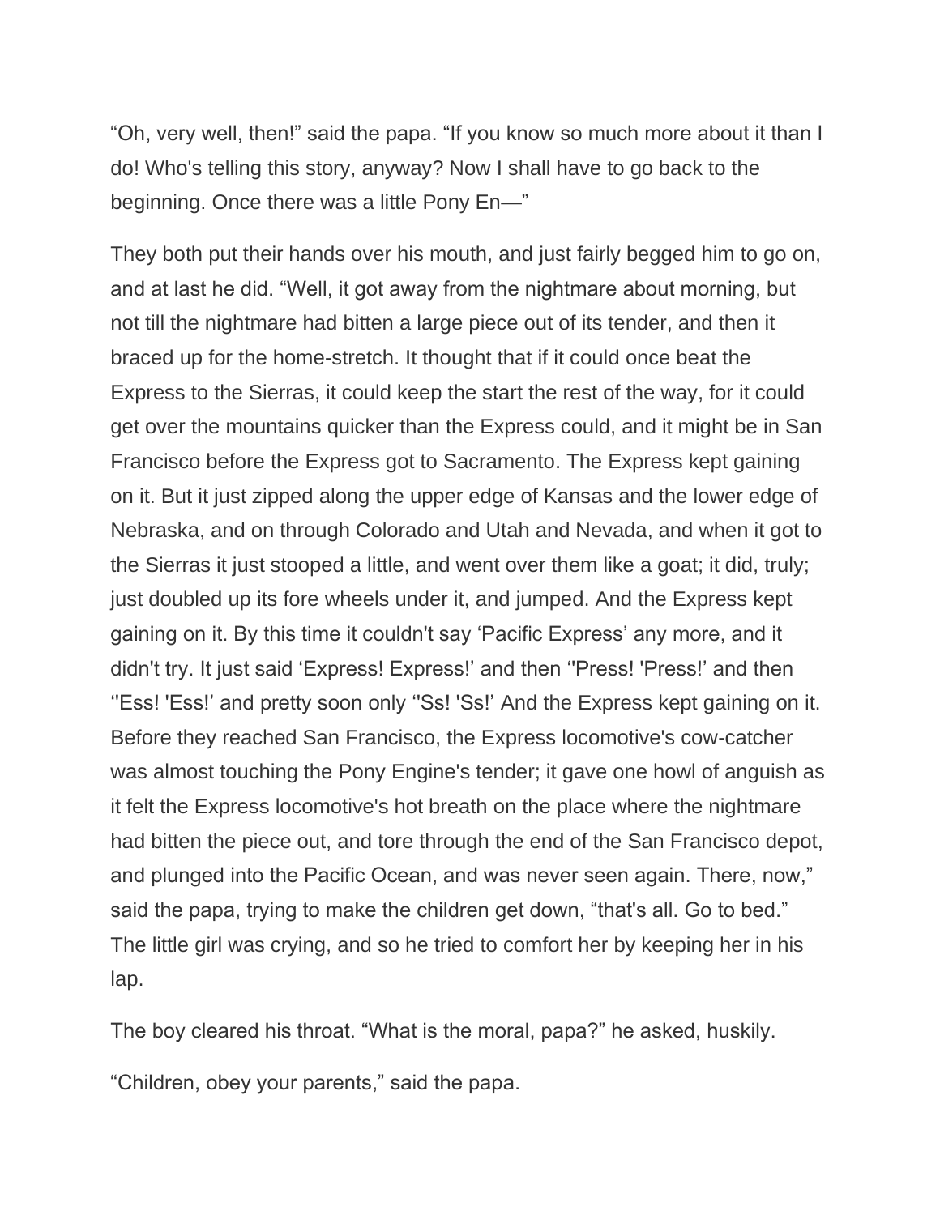"Oh, very well, then!" said the papa. "If you know so much more about it than I do! Who's telling this story, anyway? Now I shall have to go back to the beginning. Once there was a little Pony En—"

They both put their hands over his mouth, and just fairly begged him to go on, and at last he did. "Well, it got away from the nightmare about morning, but not till the nightmare had bitten a large piece out of its tender, and then it braced up for the home-stretch. It thought that if it could once beat the Express to the Sierras, it could keep the start the rest of the way, for it could get over the mountains quicker than the Express could, and it might be in San Francisco before the Express got to Sacramento. The Express kept gaining on it. But it just zipped along the upper edge of Kansas and the lower edge of Nebraska, and on through Colorado and Utah and Nevada, and when it got to the Sierras it just stooped a little, and went over them like a goat; it did, truly; just doubled up its fore wheels under it, and jumped. And the Express kept gaining on it. By this time it couldn't say 'Pacific Express' any more, and it didn't try. It just said 'Express! Express!' and then ''Press! 'Press!' and then ''Ess! 'Ess!' and pretty soon only ''Ss! 'Ss!' And the Express kept gaining on it. Before they reached San Francisco, the Express locomotive's cow-catcher was almost touching the Pony Engine's tender; it gave one howl of anguish as it felt the Express locomotive's hot breath on the place where the nightmare had bitten the piece out, and tore through the end of the San Francisco depot, and plunged into the Pacific Ocean, and was never seen again. There, now," said the papa, trying to make the children get down, "that's all. Go to bed." The little girl was crying, and so he tried to comfort her by keeping her in his lap.

The boy cleared his throat. "What is the moral, papa?" he asked, huskily.

"Children, obey your parents," said the papa.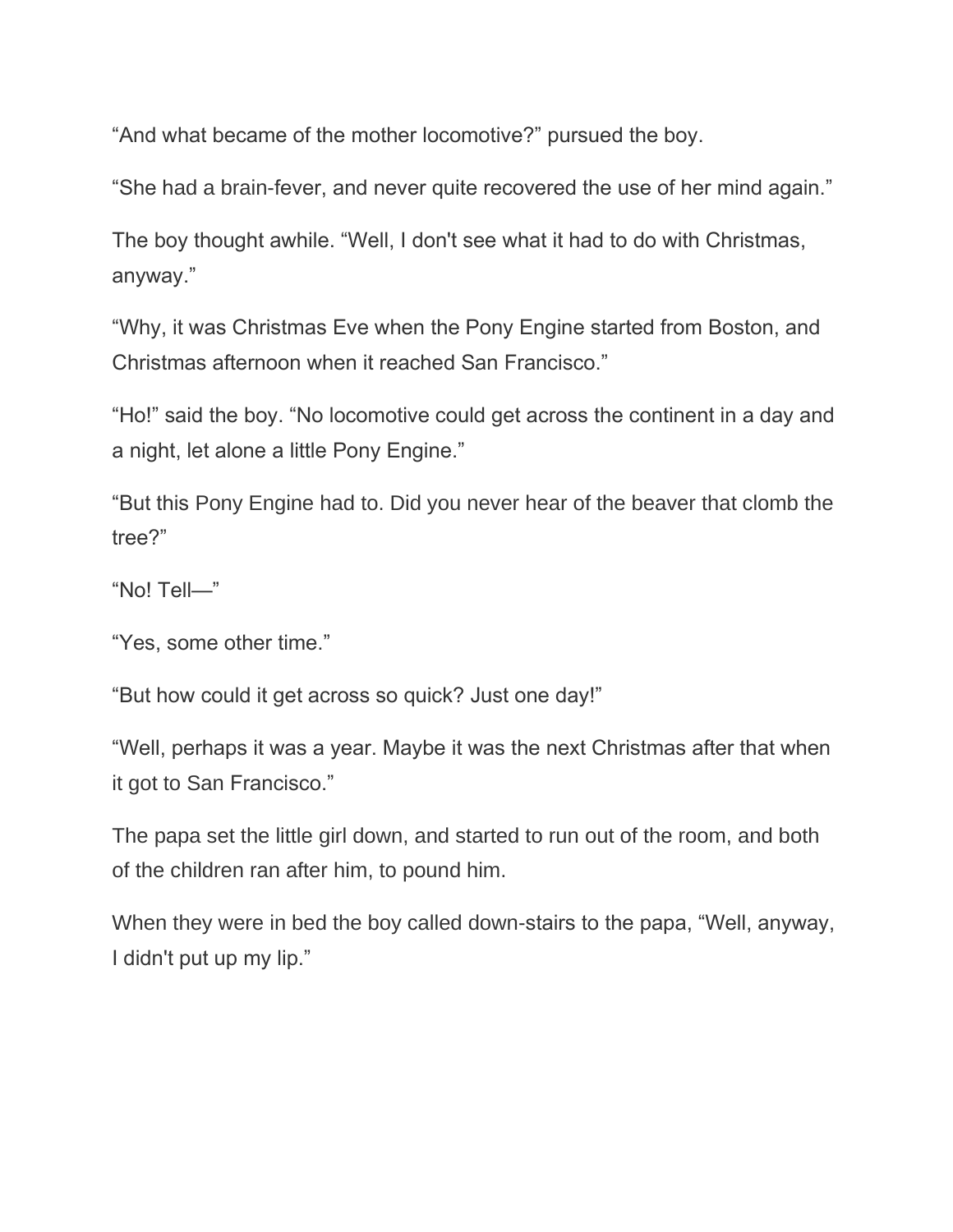“And what became of the mother locomotive?” pursued the boy.

“She had a brain-fever, and never quite recovered the use of her mind again.”

The boy thought awhile. “Well, I don't see what it had to do with Christmas, anyway.”

“Why, it was Christmas Eve when the Pony Engine started from Boston, and Christmas afternoon when it reached San Francisco.”

“Ho!” said the boy. “No locomotive could get across the continent in a day and a night, let alone a little Pony Engine.”

“But this Pony Engine had to. Did you never hear of the beaver that clomb the tree?”

“No! Tell—”

“Yes, some other time.”

“But how could it get across so quick? Just one day!”

“Well, perhaps it was a year. Maybe it was the next Christmas after that when it got to San Francisco.”

The papa set the little girl down, and started to run out of the room, and both of the children ran after him, to pound him.

When they were in bed the boy called down-stairs to the papa, “Well, anyway, I didn't put up my lip.”